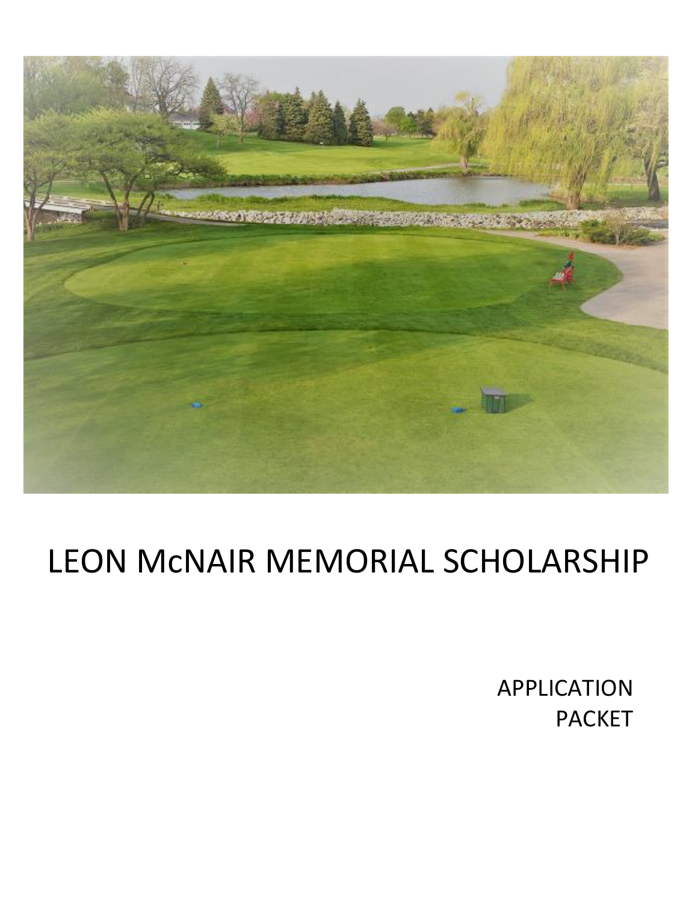# LEON McNAIR MEMORIAL SCHOLARSHIP

APPLICATION PACKET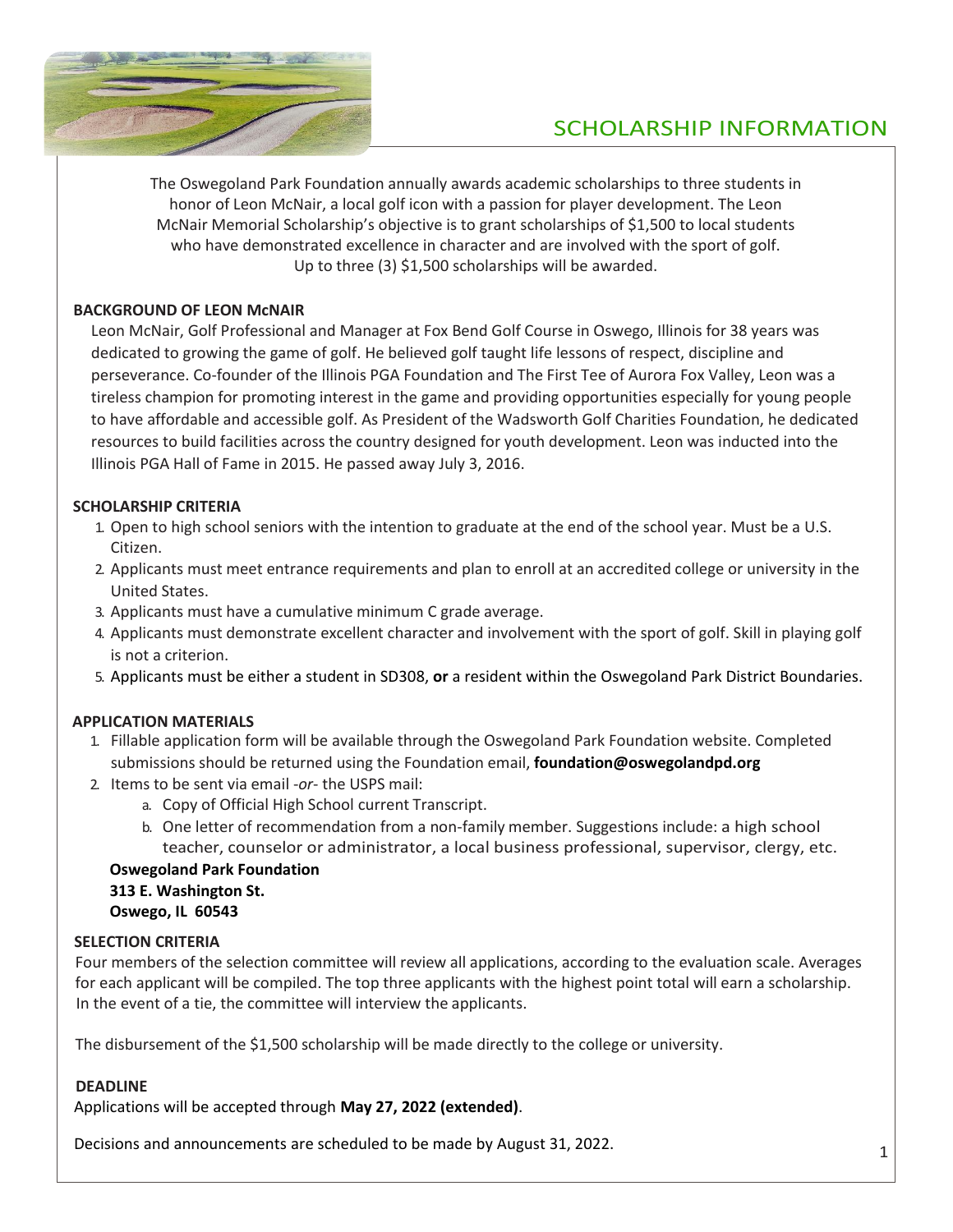# SCHOLARSHIP INFORMATION

The Oswegoland Park Foundation annually awards academic scholarships to three students in honor of Leon McNair, a local golf icon with a passion for player development. The Leon McNair Memorial Scholarship's objective is to grant scholarships of $1,500 to local students who have demonstrated excellence in character and are involved with the sport of golf. Up to three (3) $1,500 scholarships will be awarded.

## BACKGROUND OF LEON McNAIR

Leon McNair, Golf Professional and Manager at Fox Bend Golf Course in Oswego, Illinois for 38 years was dedicated to growing the game of golf. He believed golf taught life lessons of respect, discipline and perseverance. Co-founder of the Illinois PGA Foundation and The First Tee of Aurora Fox Valley, Leon was a tireless champion for promoting interest in the game and providing opportunities especially for young people to have affordable and accessible golf. As President of the Wadsworth Golf Charities Foundation, he dedicated resources to build facilities across the country designed for youth development. Leon was inducted into the Illinois PGA Hall of Fame in 2015. He passed away July 3, 2016.

## SCHOLARSHIP CRITERIA

1. Open to high school seniors with the intention to graduate at the end of the school year. Must be a U.S. Citizen.
2. Applicants must meet entrance requirements and plan to enroll at an accredited college or university in the United States.
3. Applicants must have a cumulative minimum C grade average.
4. Applicants must demonstrate excellent character and involvement with the sport of golf. Skill in playing golf is not a criterion.
5. Applicants must be either a student in SD308, **or** a resident within the Oswegoland Park District Boundaries.

## APPLICATION MATERIALS

1. Fillable application form will be available through the Oswegoland Park Foundation website. Completed submissions should be returned using the Foundation email, **foundation@oswegolandpd.org**
2. Items to be sent via email -*or*- the USPS mail:
   a. Copy of Official High School current Transcript.
   b. One letter of recommendation from a non-family member. Suggestions include: a high school teacher, counselor or administrator, a local business professional, supervisor, clergy, etc.

**Oswegoland Park Foundation**
**313 E. Washington St.**
**Oswego, IL 60543**

## SELECTION CRITERIA

Four members of the selection committee will review all applications, according to the evaluation scale. Averages for each applicant will be compiled. The top three applicants with the highest point total will earn a scholarship. In the event of a tie, the committee will interview the applicants.

The disbursement of the $1,500 scholarship will be made directly to the college or university.

## DEADLINE

Applications will be accepted through **May 27, 2022 (extended)**.

Decisions and announcements are scheduled to be made by August 31, 2022.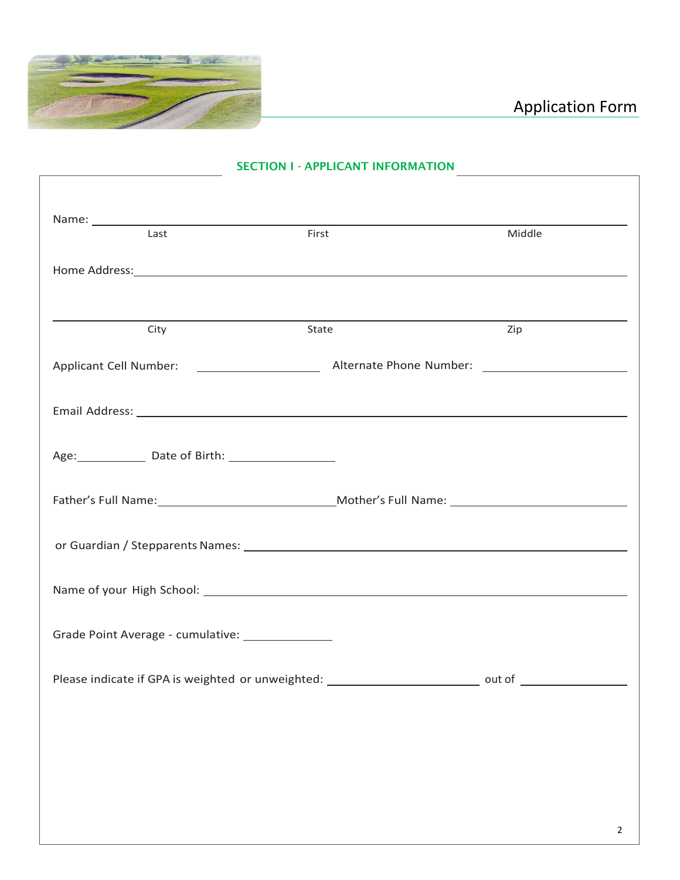# Application Form

## SECTION I - APPLICANT INFORMATION

Name: ________________________________________________

Last　　　　　　First　　　　　　Middle

Home Address: ________________________________________________

________________________________________________

City　　　　　　State　　　　　　Zip

Applicant Cell Number: ____________________ Alternate Phone Number: ____________________

Email Address: ________________________________________________

Age: __________ Date of Birth: ________________

Father's Full Name: ________________________ Mother's Full Name: ________________________

or Guardian / Stepparents Names: ________________________________________________

Name of your High School: ________________________________________________

Grade Point Average - cumulative: ______________

Please indicate if GPA is weighted or unweighted: ______________________ out of ________________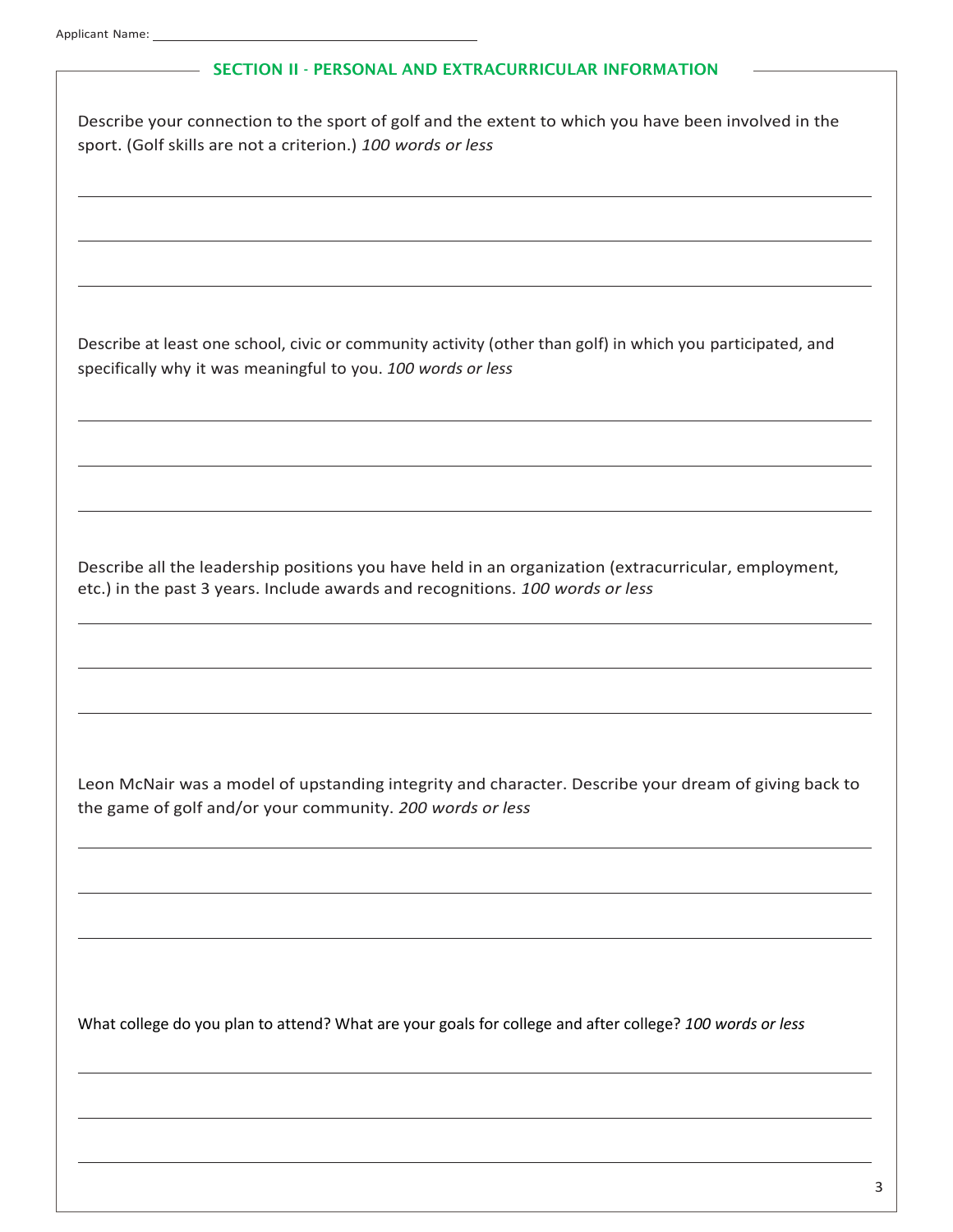Applicant Name: ______________________________

## SECTION II - PERSONAL AND EXTRACURRICULAR INFORMATION

Describe your connection to the sport of golf and the extent to which you have been involved in the sport. (Golf skills are not a criterion.) *100 words or less*

______________________________

______________________________

______________________________

Describe at least one school, civic or community activity (other than golf) in which you participated, and specifically why it was meaningful to you. *100 words or less*

______________________________

______________________________

______________________________

Describe all the leadership positions you have held in an organization (extracurricular, employment, etc.) in the past 3 years. Include awards and recognitions. *100 words or less*

______________________________

______________________________

______________________________

Leon McNair was a model of upstanding integrity and character. Describe your dream of giving back to the game of golf and/or your community. *200 words or less*

______________________________

______________________________

______________________________

What college do you plan to attend? What are your goals for college and after college? *100 words or less*

______________________________

______________________________

______________________________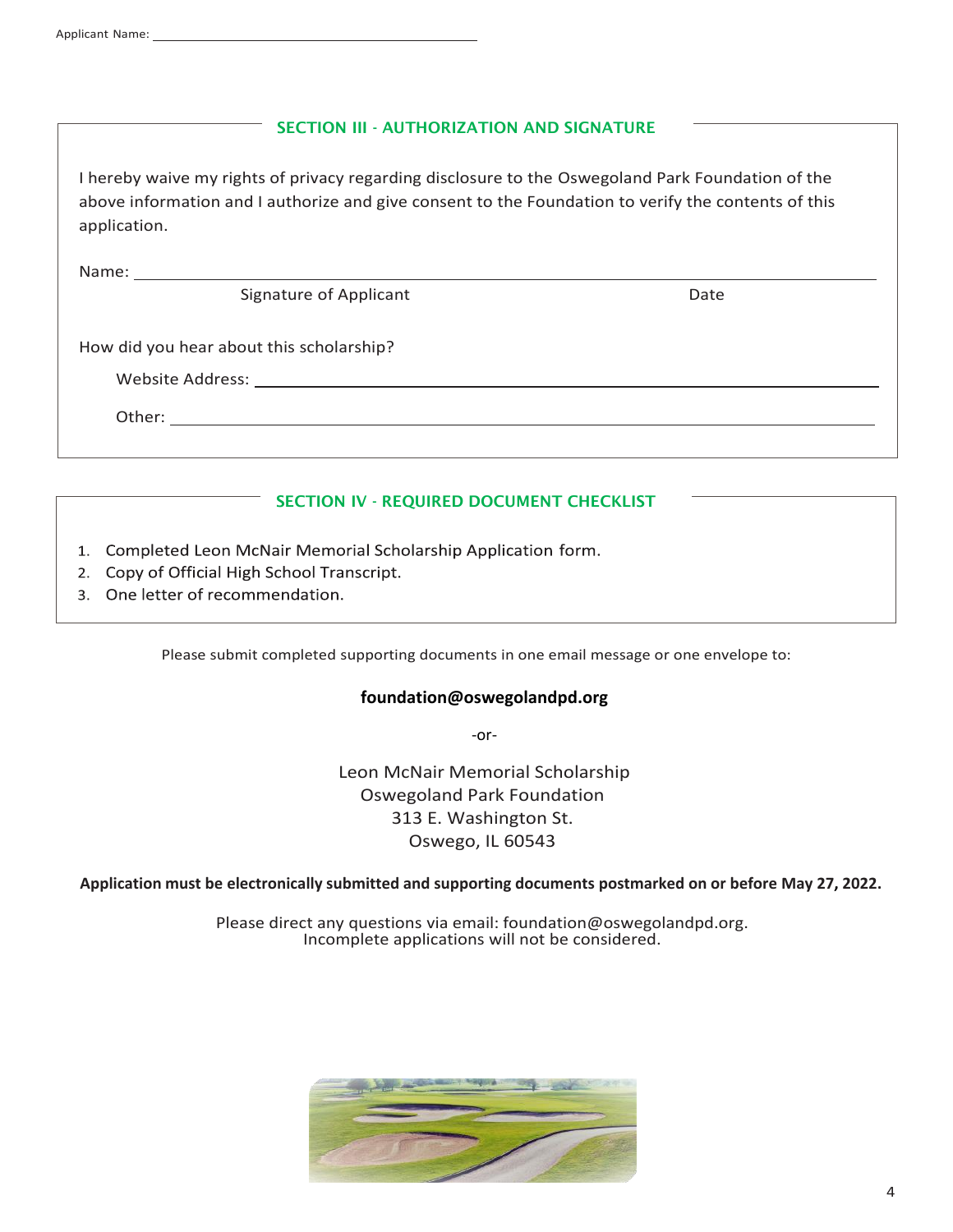Applicant Name: ________________________________

## SECTION III - AUTHORIZATION AND SIGNATURE

I hereby waive my rights of privacy regarding disclosure to the Oswegoland Park Foundation of the above information and I authorize and give consent to the Foundation to verify the contents of this application.

Name: ________________________________________________
Signature of Applicant                                                                 Date

How did you hear about this scholarship?

Website Address: ________________________________________________

Other: ________________________________________________

## SECTION IV - REQUIRED DOCUMENT CHECKLIST

1. Completed Leon McNair Memorial Scholarship Application form.
2. Copy of Official High School Transcript.
3. One letter of recommendation.

Please submit completed supporting documents in one email message or one envelope to:

**foundation@oswegolandpd.org**

-or-

Leon McNair Memorial Scholarship
Oswegoland Park Foundation
313 E. Washington St.
Oswego, IL 60543

**Application must be electronically submitted and supporting documents postmarked on or before May 27, 2022.**

Please direct any questions via email: foundation@oswegolandpd.org.
Incomplete applications will not be considered.